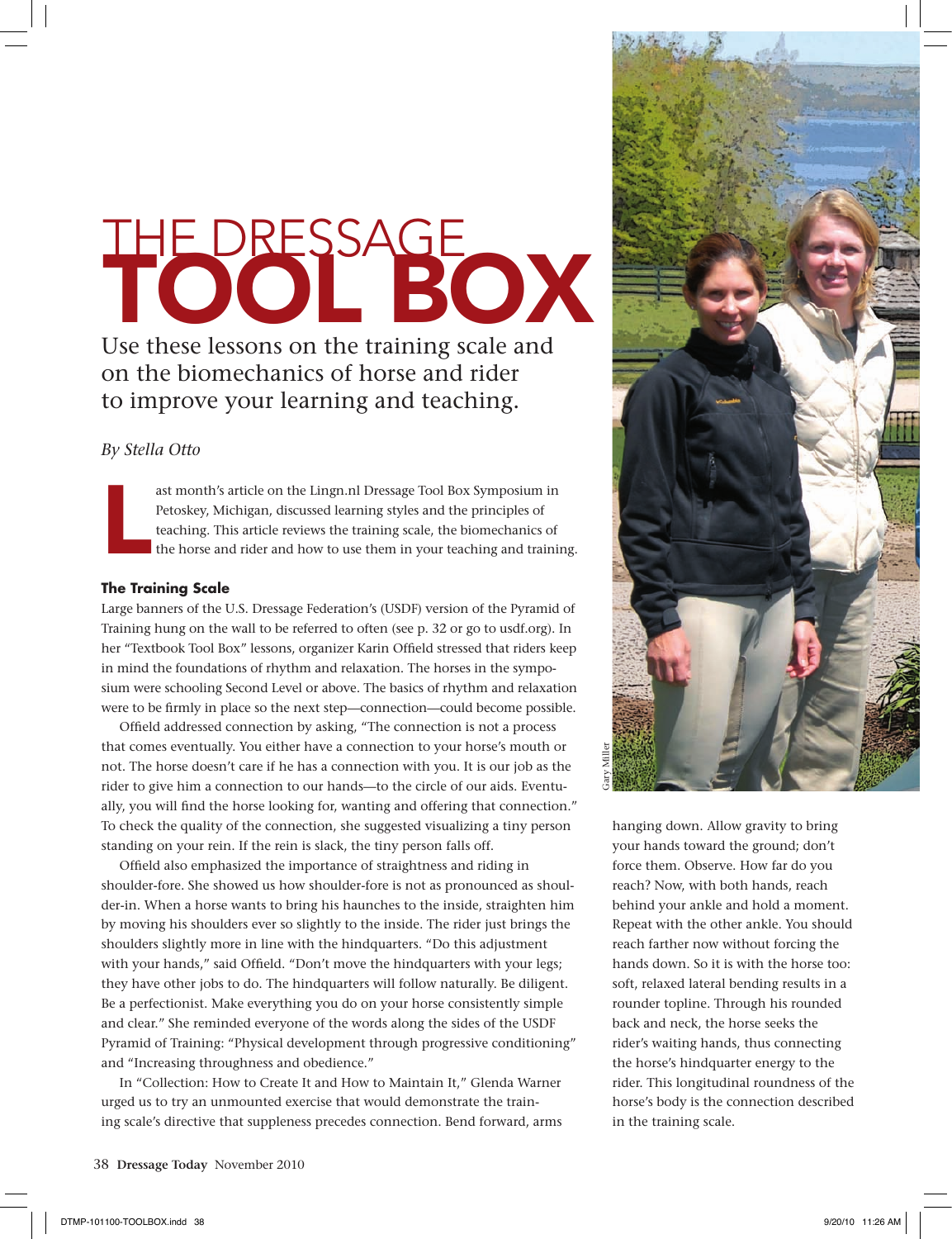# THE DRESSAGE TOOL BOX

Use these lessons on the training scale and on the biomechanics of horse and rider to improve your learning and teaching.

*By Stella Otto*

Last month's article on the Lingn.nl Dressage Tool Box Symposium in Petoskey, Michigan, discussed learning styles and the principles of teaching. This article reviews the training scale, the biomechanics of the horse and rider and how to use them in your teaching and training.

### The Training Scale

Large banners of the U.S. Dressage Federation's (USDF) version of the Pyramid of Training hung on the wall to be referred to often (see p. 32 or go to usdf.org). In her "Textbook Tool Box" lessons, organizer Karin Offield stressed that riders keep in mind the foundations of rhythm and relaxation. The horses in the symposium were schooling Second Level or above. The basics of rhythm and relaxation were to be firmly in place so the next step—connection—could become possible.

Offield addressed connection by asking, "The connection is not a process that comes eventually. You either have a connection to your horse's mouth or not. The horse doesn't care if he has a connection with you. It is our job as the rider to give him a connection to our hands—to the circle of our aids. Eventually, you will find the horse looking for, wanting and offering that connection." To check the quality of the connection, she suggested visualizing a tiny person standing on your rein. If the rein is slack, the tiny person falls off.

Offield also emphasized the importance of straightness and riding in shoulder-fore. She showed us how shoulder-fore is not as pronounced as shoulder-in. When a horse wants to bring his haunches to the inside, straighten him by moving his shoulders ever so slightly to the inside. The rider just brings the shoulders slightly more in line with the hindquarters. "Do this adjustment with your hands," said Offield. "Don't move the hindquarters with your legs; they have other jobs to do. The hindquarters will follow naturally. Be diligent. Be a perfectionist. Make everything you do on your horse consistently simple and clear." She reminded everyone of the words along the sides of the USDF Pyramid of Training: "Physical development through progressive conditioning" and "Increasing throughness and obedience."

In "Collection: How to Create It and How to Maintain It," Glenda Warner urged us to try an unmounted exercise that would demonstrate the training scale's directive that suppleness precedes connection. Bend forward, arms hanging down. Allow gravity to bring your hands toward the ground; don't force them. Observe. How far do you reach? Now, with both hands, reach behind your ankle and hold a moment. Repeat with the other ankle. You should reach farther now without forcing the hands down. So it is with the horse too: soft, relaxed lateral bending results in a rounder topline. Through his rounded back and neck, the horse seeks the rider's waiting hands, thus connecting the horse's hindquarter energy to the rider. This longitudinal roundness of the horse's body is the connection described in the training scale.

Gary Miller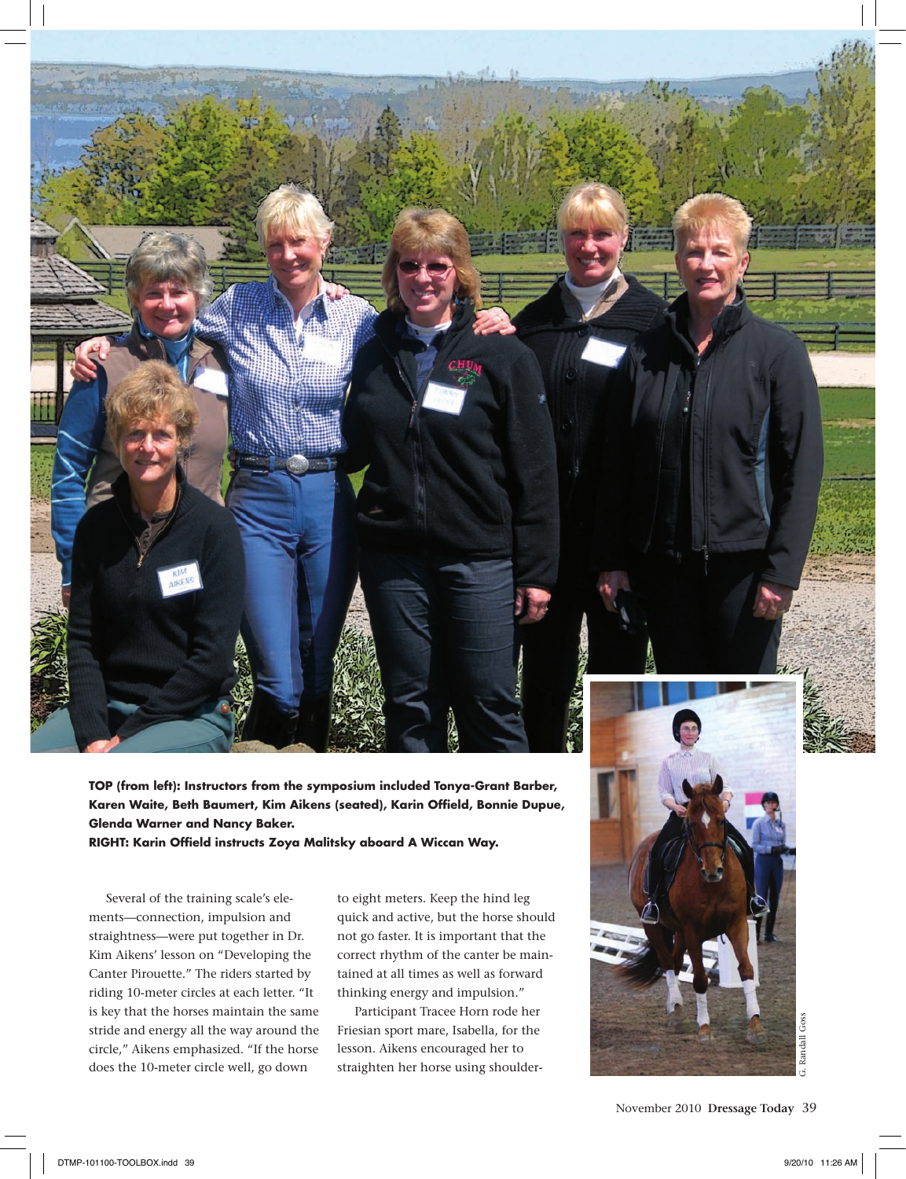**TOP (from left): Instructors from the symposium included Tonya-Grant Barber, Karen Waite, Beth Baumert, Kim Aikens (seated), Karin Offield, Bonnie Dupue, Glenda Warner and Nancy Baker.**
**RIGHT: Karin Offield instructs Zoya Malitsky aboard A Wiccan Way.**

Several of the training scale's elements—connection, impulsion and straightness—were put together in Dr. Kim Aikens' lesson on "Developing the Canter Pirouette." The riders started by riding 10-meter circles at each letter. "It is key that the horses maintain the same stride and energy all the way around the circle," Aikens emphasized. "If the horse does the 10-meter circle well, go down to eight meters. Keep the hind leg quick and active, but the horse should not go faster. It is important that the correct rhythm of the canter be maintained at all times as well as forward thinking energy and impulsion."

Participant Tracee Horn rode her Friesian sport mare, Isabella, for the lesson. Aikens encouraged her to straighten her horse using shoulder-

G. Randall Goss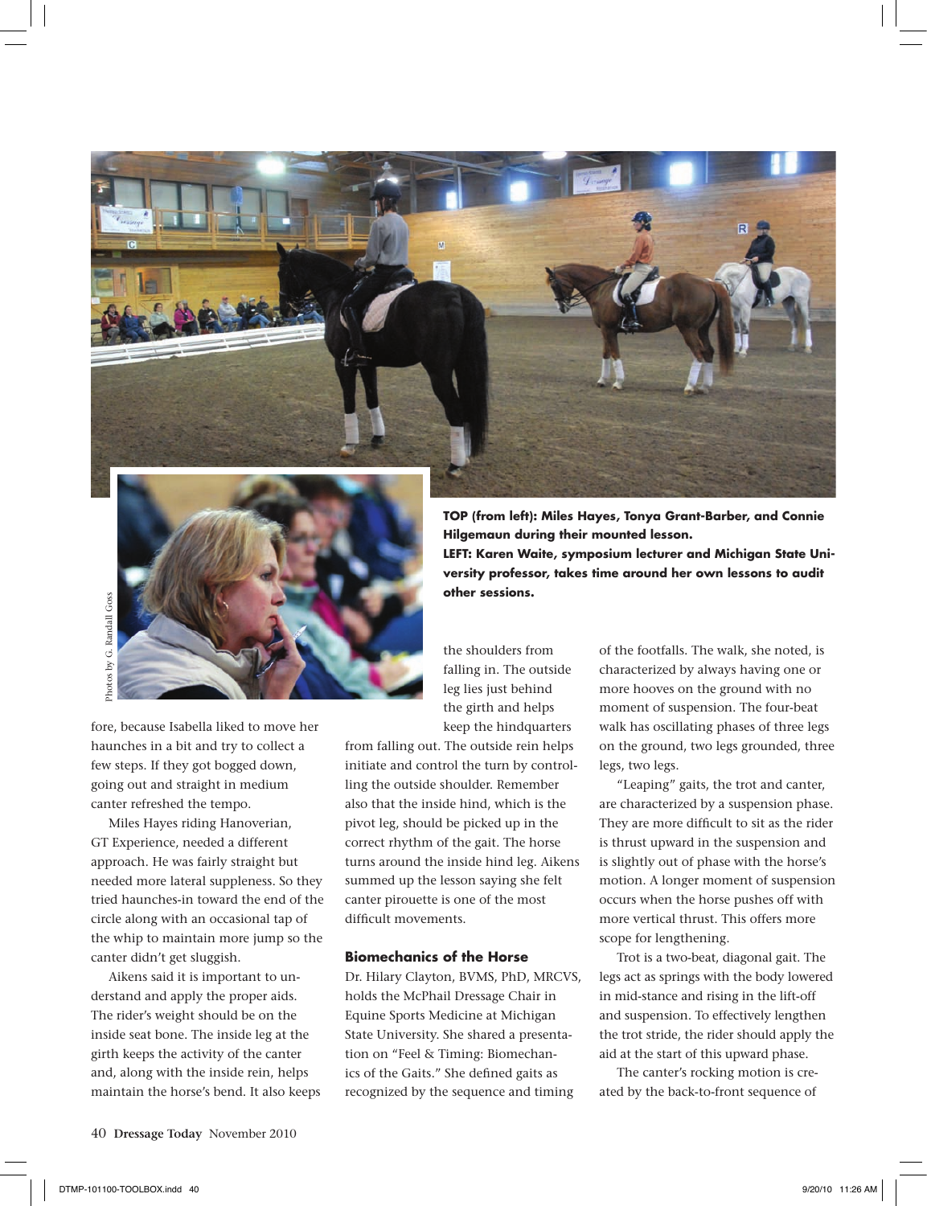**TOP (from left): Miles Hayes, Tonya Grant-Barber, and Connie Hilgemaun during their mounted lesson.**
**LEFT: Karen Waite, symposium lecturer and Michigan State University professor, takes time around her own lessons to audit other sessions.**

Photos by G. Randall Goss

fore, because Isabella liked to move her haunches in a bit and try to collect a few steps. If they got bogged down, going out and straight in medium canter refreshed the tempo.

Miles Hayes riding Hanoverian, GT Experience, needed a different approach. He was fairly straight but needed more lateral suppleness. So they tried haunches-in toward the end of the circle along with an occasional tap of the whip to maintain more jump so the canter didn't get sluggish.

Aikens said it is important to understand and apply the proper aids. The rider's weight should be on the inside seat bone. The inside leg at the girth keeps the activity of the canter and, along with the inside rein, helps maintain the horse's bend. It also keeps the shoulders from falling in. The outside leg lies just behind the girth and helps keep the hindquarters from falling out. The outside rein helps initiate and control the turn by controlling the outside shoulder. Remember also that the inside hind, which is the pivot leg, should be picked up in the correct rhythm of the gait. The horse turns around the inside hind leg. Aikens summed up the lesson saying she felt canter pirouette is one of the most difficult movements.

### Biomechanics of the Horse

Dr. Hilary Clayton, BVMS, PhD, MRCVS, holds the McPhail Dressage Chair in Equine Sports Medicine at Michigan State University. She shared a presentation on "Feel & Timing: Biomechanics of the Gaits." She defined gaits as recognized by the sequence and timing of the footfalls. The walk, she noted, is characterized by always having one or more hooves on the ground with no moment of suspension. The four-beat walk has oscillating phases of three legs on the ground, two legs grounded, three legs, two legs.

"Leaping" gaits, the trot and canter, are characterized by a suspension phase. They are more difficult to sit as the rider is thrust upward in the suspension and is slightly out of phase with the horse's motion. A longer moment of suspension occurs when the horse pushes off with more vertical thrust. This offers more scope for lengthening.

Trot is a two-beat, diagonal gait. The legs act as springs with the body lowered in mid-stance and rising in the lift-off and suspension. To effectively lengthen the trot stride, the rider should apply the aid at the start of this upward phase.

The canter's rocking motion is created by the back-to-front sequence of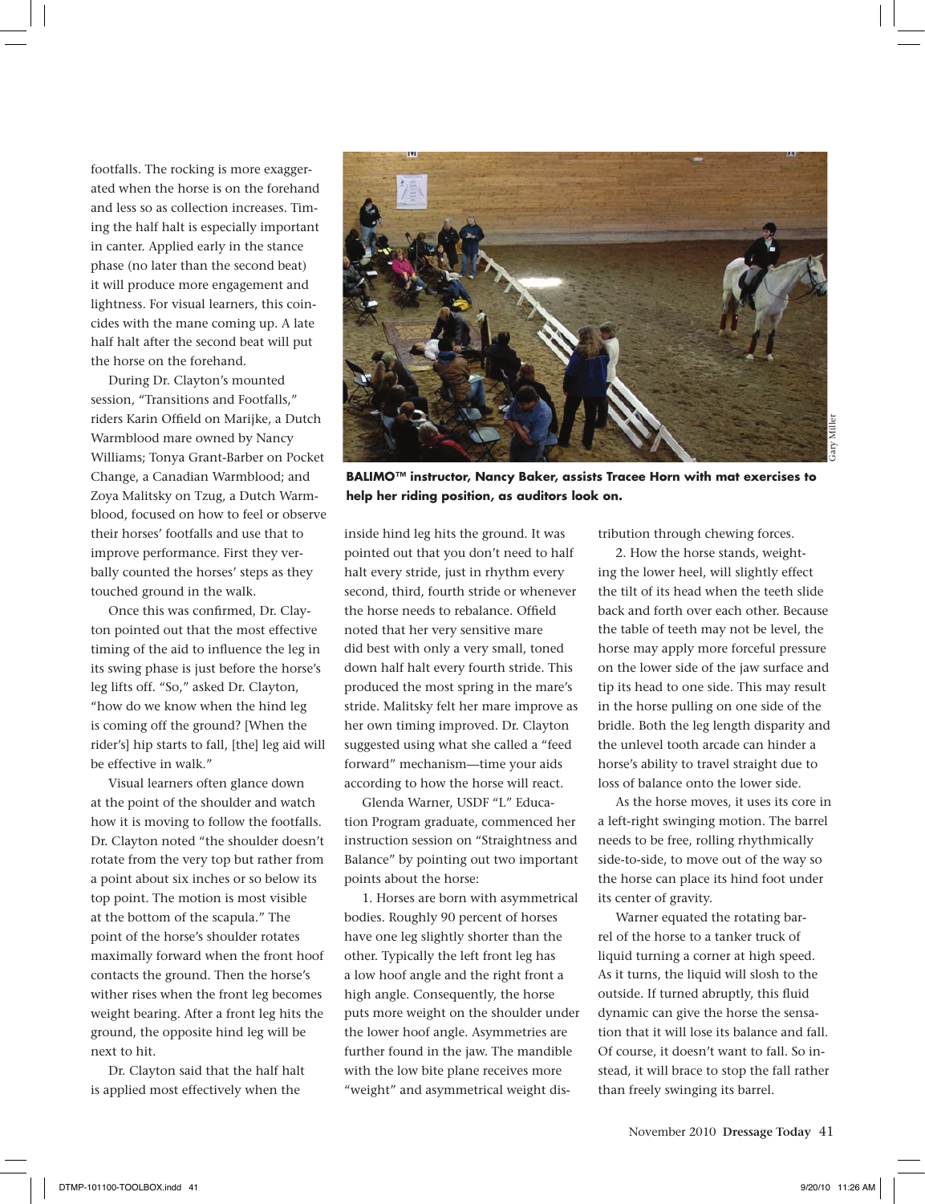footfalls. The rocking is more exaggerated when the horse is on the forehand and less so as collection increases. Timing the half halt is especially important in canter. Applied early in the stance phase (no later than the second beat) it will produce more engagement and lightness. For visual learners, this coincides with the mane coming up. A late half halt after the second beat will put the horse on the forehand.

During Dr. Clayton's mounted session, "Transitions and Footfalls," riders Karin Offield on Marijke, a Dutch Warmblood mare owned by Nancy Williams; Tonya Grant-Barber on Pocket Change, a Canadian Warmblood; and Zoya Malitsky on Tzug, a Dutch Warmblood, focused on how to feel or observe their horses' footfalls and use that to improve performance. First they verbally counted the horses' steps as they touched ground in the walk.

Once this was confirmed, Dr. Clayton pointed out that the most effective timing of the aid to influence the leg in its swing phase is just before the horse's leg lifts off. "So," asked Dr. Clayton, "how do we know when the hind leg is coming off the ground? [When the rider's] hip starts to fall, [the] leg aid will be effective in walk."

Visual learners often glance down at the point of the shoulder and watch how it is moving to follow the footfalls. Dr. Clayton noted "the shoulder doesn't rotate from the very top but rather from a point about six inches or so below its top point. The motion is most visible at the bottom of the scapula." The point of the horse's shoulder rotates maximally forward when the front hoof contacts the ground. Then the horse's wither rises when the front leg becomes weight bearing. After a front leg hits the ground, the opposite hind leg will be next to hit.

Dr. Clayton said that the half halt is applied most effectively when the inside hind leg hits the ground. It was pointed out that you don't need to half halt every stride, just in rhythm every second, third, fourth stride or whenever the horse needs to rebalance. Offield noted that her very sensitive mare did best with only a very small, toned down half halt every fourth stride. This produced the most spring in the mare's stride. Malitsky felt her mare improve as her own timing improved. Dr. Clayton suggested using what she called a "feed forward" mechanism—time your aids according to how the horse will react.

**BALIMO™ instructor, Nancy Baker, assists Tracee Horn with mat exercises to help her riding position, as auditors look on.**

Glenda Warner, USDF "L" Education Program graduate, commenced her instruction session on "Straightness and Balance" by pointing out two important points about the horse:

1. Horses are born with asymmetrical bodies. Roughly 90 percent of horses have one leg slightly shorter than the other. Typically the left front leg has a low hoof angle and the right front a high angle. Consequently, the horse puts more weight on the shoulder under the lower hoof angle. Asymmetries are further found in the jaw. The mandible with the low bite plane receives more "weight" and asymmetrical weight distribution through chewing forces.

2. How the horse stands, weighting the lower heel, will slightly effect the tilt of its head when the teeth slide back and forth over each other. Because the table of teeth may not be level, the horse may apply more forceful pressure on the lower side of the jaw surface and tip its head to one side. This may result in the horse pulling on one side of the bridle. Both the leg length disparity and the unlevel tooth arcade can hinder a horse's ability to travel straight due to loss of balance onto the lower side.

As the horse moves, it uses its core in a left-right swinging motion. The barrel needs to be free, rolling rhythmically side-to-side, to move out of the way so the horse can place its hind foot under its center of gravity.

Warner equated the rotating barrel of the horse to a tanker truck of liquid turning a corner at high speed. As it turns, the liquid will slosh to the outside. If turned abruptly, this fluid dynamic can give the horse the sensation that it will lose its balance and fall. Of course, it doesn't want to fall. So instead, it will brace to stop the fall rather than freely swinging its barrel.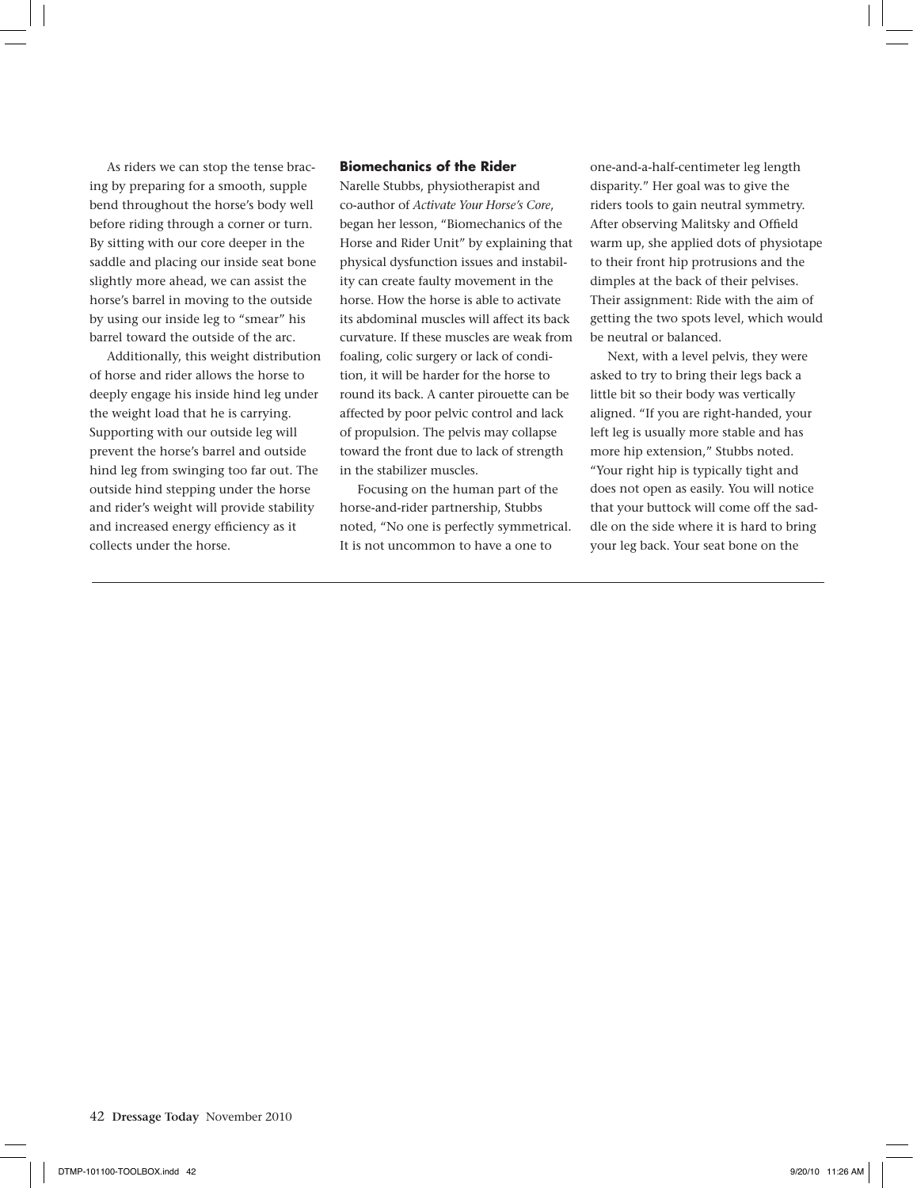As riders we can stop the tense bracing by preparing for a smooth, supple bend throughout the horse's body well before riding through a corner or turn. By sitting with our core deeper in the saddle and placing our inside seat bone slightly more ahead, we can assist the horse's barrel in moving to the outside by using our inside leg to "smear" his barrel toward the outside of the arc.

Additionally, this weight distribution of horse and rider allows the horse to deeply engage his inside hind leg under the weight load that he is carrying. Supporting with our outside leg will prevent the horse's barrel and outside hind leg from swinging too far out. The outside hind stepping under the horse and rider's weight will provide stability and increased energy efficiency as it collects under the horse.

## Biomechanics of the Rider

Narelle Stubbs, physiotherapist and co-author of *Activate Your Horse's Core*, began her lesson, "Biomechanics of the Horse and Rider Unit" by explaining that physical dysfunction issues and instability can create faulty movement in the horse. How the horse is able to activate its abdominal muscles will affect its back curvature. If these muscles are weak from foaling, colic surgery or lack of condition, it will be harder for the horse to round its back. A canter pirouette can be affected by poor pelvic control and lack of propulsion. The pelvis may collapse toward the front due to lack of strength in the stabilizer muscles.

Focusing on the human part of the horse-and-rider partnership, Stubbs noted, "No one is perfectly symmetrical. It is not uncommon to have a one to one-and-a-half-centimeter leg length disparity." Her goal was to give the riders tools to gain neutral symmetry. After observing Malitsky and Offield warm up, she applied dots of physiotape to their front hip protrusions and the dimples at the back of their pelvises. Their assignment: Ride with the aim of getting the two spots level, which would be neutral or balanced.

Next, with a level pelvis, they were asked to try to bring their legs back a little bit so their body was vertically aligned. "If you are right-handed, your left leg is usually more stable and has more hip extension," Stubbs noted. "Your right hip is typically tight and does not open as easily. You will notice that your buttock will come off the saddle on the side where it is hard to bring your leg back. Your seat bone on the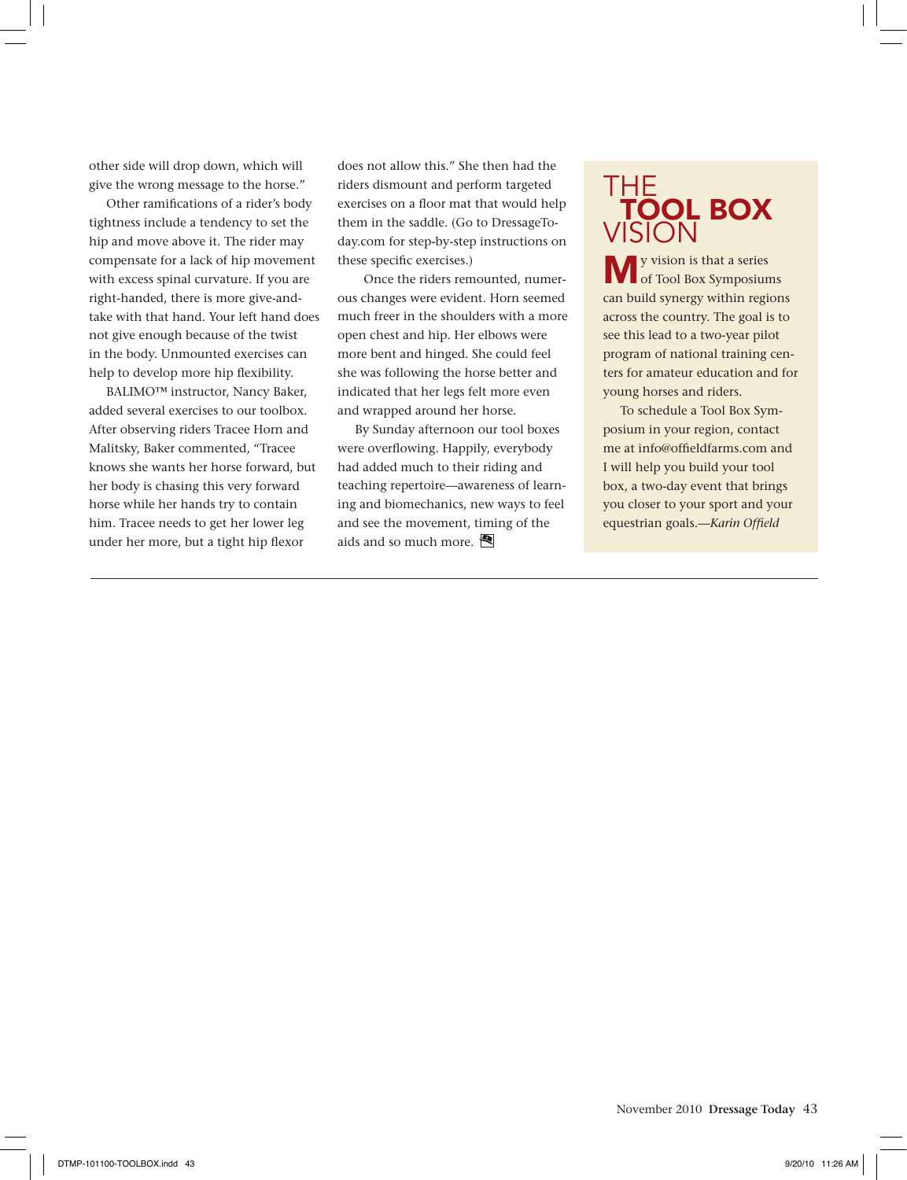other side will drop down, which will give the wrong message to the horse."

Other ramifications of a rider's body tightness include a tendency to set the hip and move above it. The rider may compensate for a lack of hip movement with excess spinal curvature. If you are right-handed, there is more give-and-take with that hand. Your left hand does not give enough because of the twist in the body. Unmounted exercises can help to develop more hip flexibility.

BALIMO™ instructor, Nancy Baker, added several exercises to our toolbox. After observing riders Tracee Horn and Malitsky, Baker commented, "Tracee knows she wants her horse forward, but her body is chasing this very forward horse while her hands try to contain him. Tracee needs to get her lower leg under her more, but a tight hip flexor does not allow this." She then had the riders dismount and perform targeted exercises on a floor mat that would help them in the saddle. (Go to DressageToday.com for step-by-step instructions on these specific exercises.)

Once the riders remounted, numerous changes were evident. Horn seemed much freer in the shoulders with a more open chest and hip. Her elbows were more bent and hinged. She could feel she was following the horse better and indicated that her legs felt more even and wrapped around her horse.

By Sunday afternoon our tool boxes were overflowing. Happily, everybody had added much to their riding and teaching repertoire—awareness of learning and biomechanics, new ways to feel and see the movement, timing of the aids and so much more.

## THE TOOL BOX VISION

My vision is that a series of Tool Box Symposiums can build synergy within regions across the country. The goal is to see this lead to a two-year pilot program of national training centers for amateur education and for young horses and riders.

To schedule a Tool Box Symposium in your region, contact me at info@offieldfarms.com and I will help you build your tool box, a two-day event that brings you closer to your sport and your equestrian goals.—*Karin Offield*